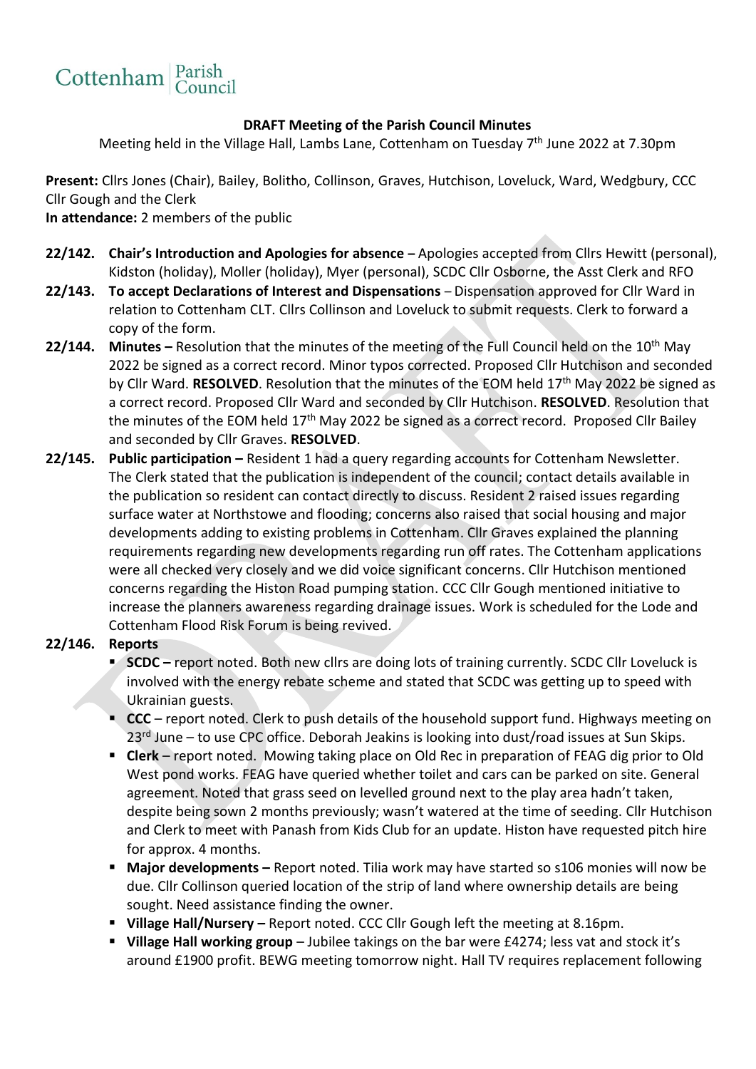Cottenham | Parish Council

**DRAFT Meeting of the Parish Council Minutes**

Meeting held in the Village Hall, Lambs Lane, Cottenham on Tuesday 7th June 2022 at 7.30pm

**Present:** Cllrs Jones (Chair), Bailey, Bolitho, Collinson, Graves, Hutchison, Loveluck, Ward, Wedgbury, CCC Cllr Gough and the Clerk

**In attendance:** 2 members of the public

**22/142. Chair's Introduction and Apologies for absence –** Apologies accepted from Cllrs Hewitt (personal), Kidston (holiday), Moller (holiday), Myer (personal), SCDC Cllr Osborne, the Asst Clerk and RFO

**22/143. To accept Declarations of Interest and Dispensations** – Dispensation approved for Cllr Ward in relation to Cottenham CLT. Cllrs Collinson and Loveluck to submit requests. Clerk to forward a copy of the form.

**22/144. Minutes –** Resolution that the minutes of the meeting of the Full Council held on the 10th May 2022 be signed as a correct record. Minor typos corrected. Proposed Cllr Hutchison and seconded by Cllr Ward. **RESOLVED**. Resolution that the minutes of the EOM held 17th May 2022 be signed as a correct record. Proposed Cllr Ward and seconded by Cllr Hutchison. **RESOLVED**. Resolution that the minutes of the EOM held 17th May 2022 be signed as a correct record. Proposed Cllr Bailey and seconded by Cllr Graves. **RESOLVED**.

**22/145. Public participation –** Resident 1 had a query regarding accounts for Cottenham Newsletter. The Clerk stated that the publication is independent of the council; contact details available in the publication so resident can contact directly to discuss. Resident 2 raised issues regarding surface water at Northstowe and flooding; concerns also raised that social housing and major developments adding to existing problems in Cottenham. Cllr Graves explained the planning requirements regarding new developments regarding run off rates. The Cottenham applications were all checked very closely and we did voice significant concerns. Cllr Hutchison mentioned concerns regarding the Histon Road pumping station. CCC Cllr Gough mentioned initiative to increase the planners awareness regarding drainage issues. Work is scheduled for the Lode and Cottenham Flood Risk Forum is being revived.

**22/146. Reports**

- **SCDC –** report noted. Both new cllrs are doing lots of training currently. SCDC Cllr Loveluck is involved with the energy rebate scheme and stated that SCDC was getting up to speed with Ukrainian guests.
- **CCC** – report noted. Clerk to push details of the household support fund. Highways meeting on 23rd June – to use CPC office. Deborah Jeakins is looking into dust/road issues at Sun Skips.
- **Clerk** – report noted. Mowing taking place on Old Rec in preparation of FEAG dig prior to Old West pond works. FEAG have queried whether toilet and cars can be parked on site. General agreement. Noted that grass seed on levelled ground next to the play area hadn't taken, despite being sown 2 months previously; wasn't watered at the time of seeding. Cllr Hutchison and Clerk to meet with Panash from Kids Club for an update. Histon have requested pitch hire for approx. 4 months.
- **Major developments –** Report noted. Tilia work may have started so s106 monies will now be due. Cllr Collinson queried location of the strip of land where ownership details are being sought. Need assistance finding the owner.
- **Village Hall/Nursery –** Report noted. CCC Cllr Gough left the meeting at 8.16pm.
- **Village Hall working group** – Jubilee takings on the bar were £4274; less vat and stock it's around £1900 profit. BEWG meeting tomorrow night. Hall TV requires replacement following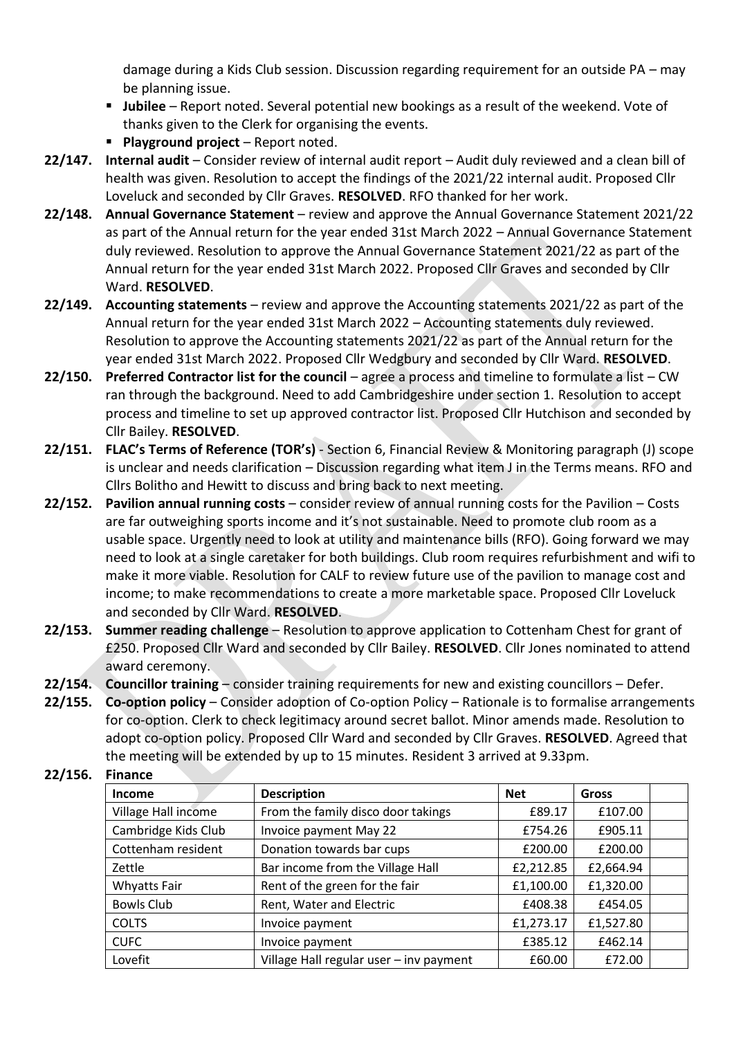damage during a Kids Club session. Discussion regarding requirement for an outside PA – may be planning issue.

- **Jubilee** – Report noted. Several potential new bookings as a result of the weekend. Vote of thanks given to the Clerk for organising the events.
- **Playground project** – Report noted.

**22/147. Internal audit** – Consider review of internal audit report – Audit duly reviewed and a clean bill of health was given. Resolution to accept the findings of the 2021/22 internal audit. Proposed Cllr Loveluck and seconded by Cllr Graves. **RESOLVED**. RFO thanked for her work.

**22/148. Annual Governance Statement** – review and approve the Annual Governance Statement 2021/22 as part of the Annual return for the year ended 31st March 2022 – Annual Governance Statement duly reviewed. Resolution to approve the Annual Governance Statement 2021/22 as part of the Annual return for the year ended 31st March 2022. Proposed Cllr Graves and seconded by Cllr Ward. **RESOLVED**.

**22/149. Accounting statements** – review and approve the Accounting statements 2021/22 as part of the Annual return for the year ended 31st March 2022 – Accounting statements duly reviewed. Resolution to approve the Accounting statements 2021/22 as part of the Annual return for the year ended 31st March 2022. Proposed Cllr Wedgbury and seconded by Cllr Ward. **RESOLVED**.

**22/150. Preferred Contractor list for the council** – agree a process and timeline to formulate a list – CW ran through the background. Need to add Cambridgeshire under section 1. Resolution to accept process and timeline to set up approved contractor list. Proposed Cllr Hutchison and seconded by Cllr Bailey. **RESOLVED**.

**22/151. FLAC's Terms of Reference (TOR's)** - Section 6, Financial Review & Monitoring paragraph (J) scope is unclear and needs clarification – Discussion regarding what item J in the Terms means. RFO and Cllrs Bolitho and Hewitt to discuss and bring back to next meeting.

**22/152. Pavilion annual running costs** – consider review of annual running costs for the Pavilion – Costs are far outweighing sports income and it's not sustainable. Need to promote club room as a usable space. Urgently need to look at utility and maintenance bills (RFO). Going forward we may need to look at a single caretaker for both buildings. Club room requires refurbishment and wifi to make it more viable. Resolution for CALF to review future use of the pavilion to manage cost and income; to make recommendations to create a more marketable space. Proposed Cllr Loveluck and seconded by Cllr Ward. **RESOLVED**.

**22/153. Summer reading challenge** – Resolution to approve application to Cottenham Chest for grant of £250. Proposed Cllr Ward and seconded by Cllr Bailey. **RESOLVED**. Cllr Jones nominated to attend award ceremony.

**22/154. Councillor training** – consider training requirements for new and existing councillors – Defer.

**22/155. Co-option policy** – Consider adoption of Co-option Policy – Rationale is to formalise arrangements for co-option. Clerk to check legitimacy around secret ballot. Minor amends made. Resolution to adopt co-option policy. Proposed Cllr Ward and seconded by Cllr Graves. **RESOLVED**. Agreed that the meeting will be extended by up to 15 minutes. Resident 3 arrived at 9.33pm.

**22/156. Finance**

| Income | Description | Net | Gross | |
|---|---|---|---|---|
| Village Hall income | From the family disco door takings | £89.17 | £107.00 | |
| Cambridge Kids Club | Invoice payment May 22 | £754.26 | £905.11 | |
| Cottenham resident | Donation towards bar cups | £200.00 | £200.00 | |
| Zettle | Bar income from the Village Hall | £2,212.85 | £2,664.94 | |
| Whyatts Fair | Rent of the green for the fair | £1,100.00 | £1,320.00 | |
| Bowls Club | Rent, Water and Electric | £408.38 | £454.05 | |
| COLTS | Invoice payment | £1,273.17 | £1,527.80 | |
| CUFC | Invoice payment | £385.12 | £462.14 | |
| Lovefit | Village Hall regular user – inv payment | £60.00 | £72.00 | |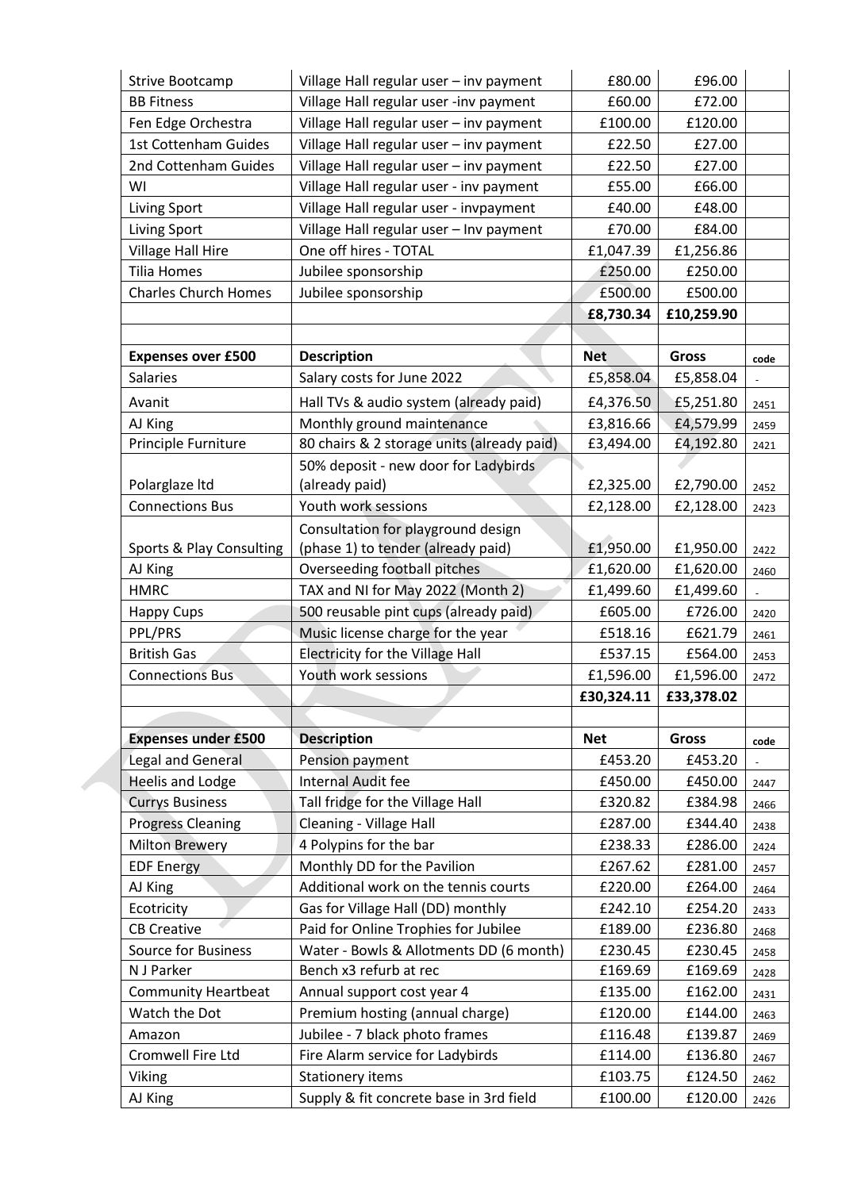| | | | | |
|---|---|---|---|---|
| Strive Bootcamp | Village Hall regular user – inv payment | £80.00 | £96.00 | |
| BB Fitness | Village Hall regular user -inv payment | £60.00 | £72.00 | |
| Fen Edge Orchestra | Village Hall regular user – inv payment | £100.00 | £120.00 | |
| 1st Cottenham Guides | Village Hall regular user – inv payment | £22.50 | £27.00 | |
| 2nd Cottenham Guides | Village Hall regular user – inv payment | £22.50 | £27.00 | |
| WI | Village Hall regular user - inv payment | £55.00 | £66.00 | |
| Living Sport | Village Hall regular user - invpayment | £40.00 | £48.00 | |
| Living Sport | Village Hall regular user – Inv payment | £70.00 | £84.00 | |
| Village Hall Hire | One off hires - TOTAL | £1,047.39 | £1,256.86 | |
| Tilia Homes | Jubilee sponsorship | £250.00 | £250.00 | |
| Charles Church Homes | Jubilee sponsorship | £500.00 | £500.00 | |
| | | **£8,730.34** | **£10,259.90** | |

| **Expenses over £500** | **Description** | **Net** | **Gross** | **code** |
|---|---|---|---|---|
| Salaries | Salary costs for June 2022 | £5,858.04 | £5,858.04 | - |
| Avanit | Hall TVs & audio system (already paid) | £4,376.50 | £5,251.80 | 2451 |
| AJ King | Monthly ground maintenance | £3,816.66 | £4,579.99 | 2459 |
| Principle Furniture | 80 chairs & 2 storage units (already paid) | £3,494.00 | £4,192.80 | 2421 |
| Polarglaze ltd | 50% deposit - new door for Ladybirds (already paid) | £2,325.00 | £2,790.00 | 2452 |
| Connections Bus | Youth work sessions | £2,128.00 | £2,128.00 | 2423 |
| Sports & Play Consulting | Consultation for playground design (phase 1) to tender (already paid) | £1,950.00 | £1,950.00 | 2422 |
| AJ King | Overseeding football pitches | £1,620.00 | £1,620.00 | 2460 |
| HMRC | TAX and NI for May 2022 (Month 2) | £1,499.60 | £1,499.60 | - |
| Happy Cups | 500 reusable pint cups (already paid) | £605.00 | £726.00 | 2420 |
| PPL/PRS | Music license charge for the year | £518.16 | £621.79 | 2461 |
| British Gas | Electricity for the Village Hall | £537.15 | £564.00 | 2453 |
| Connections Bus | Youth work sessions | £1,596.00 | £1,596.00 | 2472 |
| | | **£30,324.11** | **£33,378.02** | |

| **Expenses under £500** | **Description** | **Net** | **Gross** | **code** |
|---|---|---|---|---|
| Legal and General | Pension payment | £453.20 | £453.20 | - |
| Heelis and Lodge | Internal Audit fee | £450.00 | £450.00 | 2447 |
| Currys Business | Tall fridge for the Village Hall | £320.82 | £384.98 | 2466 |
| Progress Cleaning | Cleaning - Village Hall | £287.00 | £344.40 | 2438 |
| Milton Brewery | 4 Polypins for the bar | £238.33 | £286.00 | 2424 |
| EDF Energy | Monthly DD for the Pavilion | £267.62 | £281.00 | 2457 |
| AJ King | Additional work on the tennis courts | £220.00 | £264.00 | 2464 |
| Ecotricity | Gas for Village Hall (DD) monthly | £242.10 | £254.20 | 2433 |
| CB Creative | Paid for Online Trophies for Jubilee | £189.00 | £236.80 | 2468 |
| Source for Business | Water - Bowls & Allotments DD (6 month) | £230.45 | £230.45 | 2458 |
| N J Parker | Bench x3 refurb at rec | £169.69 | £169.69 | 2428 |
| Community Heartbeat | Annual support cost year 4 | £135.00 | £162.00 | 2431 |
| Watch the Dot | Premium hosting (annual charge) | £120.00 | £144.00 | 2463 |
| Amazon | Jubilee - 7 black photo frames | £116.48 | £139.87 | 2469 |
| Cromwell Fire Ltd | Fire Alarm service for Ladybirds | £114.00 | £136.80 | 2467 |
| Viking | Stationery items | £103.75 | £124.50 | 2462 |
| AJ King | Supply & fit concrete base in 3rd field | £100.00 | £120.00 | 2426 |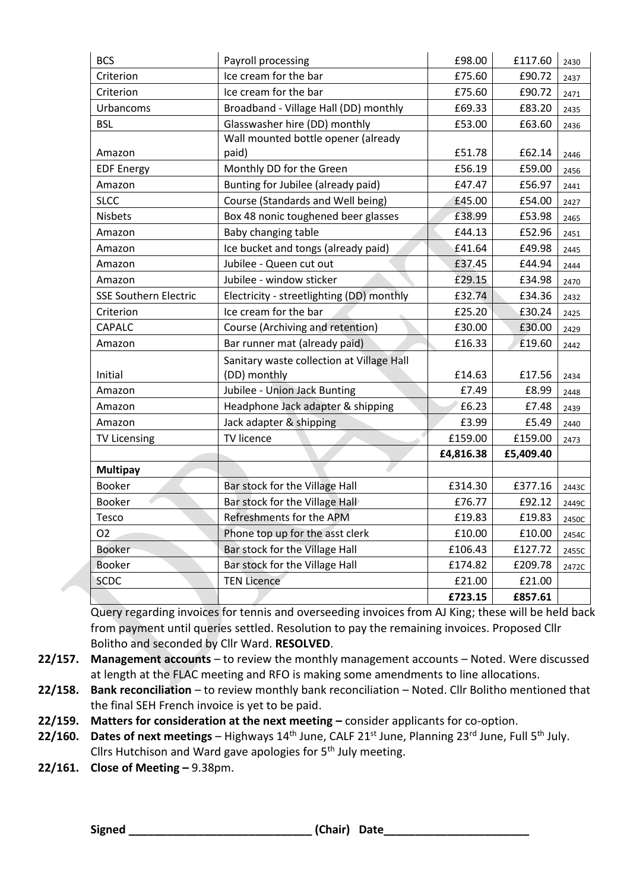| | | | | |
|---|---|---|---|---|
| BCS | Payroll processing | £98.00 | £117.60 | 2430 |
| Criterion | Ice cream for the bar | £75.60 | £90.72 | 2437 |
| Criterion | Ice cream for the bar | £75.60 | £90.72 | 2471 |
| Urbancoms | Broadband - Village Hall (DD) monthly | £69.33 | £83.20 | 2435 |
| BSL | Glasswasher hire (DD) monthly | £53.00 | £63.60 | 2436 |
| Amazon | Wall mounted bottle opener (already paid) | £51.78 | £62.14 | 2446 |
| EDF Energy | Monthly DD for the Green | £56.19 | £59.00 | 2456 |
| Amazon | Bunting for Jubilee (already paid) | £47.47 | £56.97 | 2441 |
| SLCC | Course (Standards and Well being) | £45.00 | £54.00 | 2427 |
| Nisbets | Box 48 nonic toughened beer glasses | £38.99 | £53.98 | 2465 |
| Amazon | Baby changing table | £44.13 | £52.96 | 2451 |
| Amazon | Ice bucket and tongs (already paid) | £41.64 | £49.98 | 2445 |
| Amazon | Jubilee - Queen cut out | £37.45 | £44.94 | 2444 |
| Amazon | Jubilee - window sticker | £29.15 | £34.98 | 2470 |
| SSE Southern Electric | Electricity - streetlighting (DD) monthly | £32.74 | £34.36 | 2432 |
| Criterion | Ice cream for the bar | £25.20 | £30.24 | 2425 |
| CAPALC | Course (Archiving and retention) | £30.00 | £30.00 | 2429 |
| Amazon | Bar runner mat (already paid) | £16.33 | £19.60 | 2442 |
| Initial | Sanitary waste collection at Village Hall (DD) monthly | £14.63 | £17.56 | 2434 |
| Amazon | Jubilee - Union Jack Bunting | £7.49 | £8.99 | 2448 |
| Amazon | Headphone Jack adapter & shipping | £6.23 | £7.48 | 2439 |
| Amazon | Jack adapter & shipping | £3.99 | £5.49 | 2440 |
| TV Licensing | TV licence | £159.00 | £159.00 | 2473 |
| | | **£4,816.38** | **£5,409.40** | |
| **Multipay** | | | | |
| Booker | Bar stock for the Village Hall | £314.30 | £377.16 | 2443C |
| Booker | Bar stock for the Village Hall | £76.77 | £92.12 | 2449C |
| Tesco | Refreshments for the APM | £19.83 | £19.83 | 2450C |
| O2 | Phone top up for the asst clerk | £10.00 | £10.00 | 2454C |
| Booker | Bar stock for the Village Hall | £106.43 | £127.72 | 2455C |
| Booker | Bar stock for the Village Hall | £174.82 | £209.78 | 2472C |
| SCDC | TEN Licence | £21.00 | £21.00 | |
| | | **£723.15** | **£857.61** | |

Query regarding invoices for tennis and overseeding invoices from AJ King; these will be held back from payment until queries settled. Resolution to pay the remaining invoices. Proposed Cllr Bolitho and seconded by Cllr Ward. **RESOLVED**.

**22/157. Management accounts** – to review the monthly management accounts – Noted. Were discussed at length at the FLAC meeting and RFO is making some amendments to line allocations.

**22/158. Bank reconciliation** – to review monthly bank reconciliation – Noted. Cllr Bolitho mentioned that the final SEH French invoice is yet to be paid.

**22/159. Matters for consideration at the next meeting –** consider applicants for co-option.

**22/160. Dates of next meetings** – Highways 14th June, CALF 21st June, Planning 23rd June, Full 5th July. Cllrs Hutchison and Ward gave apologies for 5th July meeting.

**22/161. Close of Meeting –** 9.38pm.

**Signed \_\_\_\_\_\_\_\_\_\_\_\_\_\_\_\_\_\_\_\_\_\_\_\_\_\_\_\_\_\_ (Chair) Date\_\_\_\_\_\_\_\_\_\_\_\_\_\_\_\_\_\_\_\_\_\_\_\_**